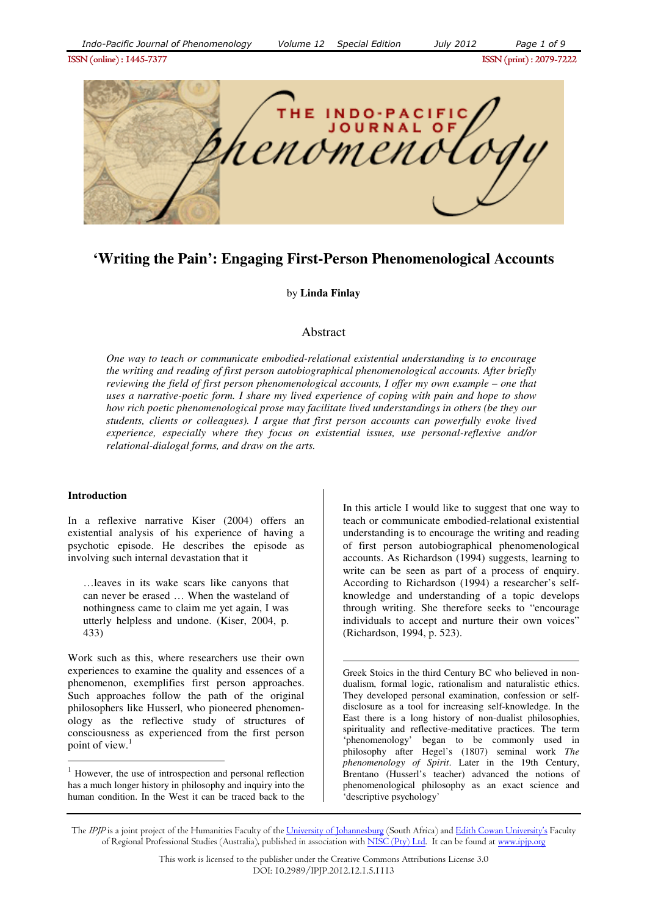# 'Writing the Pain': Engaging First-Person Phenomenological Accounts

by **Linda Finlay**

## Abstract

*One way to teach or communicate embodied-relational existential understanding is to encourage the writing and reading of first person autobiographical phenomenological accounts. After briefly reviewing the field of first person phenomenological accounts, I offer my own example – one that uses a narrative-poetic form. I share my lived experience of coping with pain and hope to show how rich poetic phenomenological prose may facilitate lived understandings in others (be they our students, clients or colleagues). I argue that first person accounts can powerfully evoke lived experience, especially where they focus on existential issues, use personal-reflexive and/or relational-dialogal forms, and draw on the arts.*

### Introduction

In a reflexive narrative Kiser (2004) offers an existential analysis of his experience of having a psychotic episode. He describes the episode as involving such internal devastation that it

> …leaves in its wake scars like canyons that can never be erased … When the wasteland of nothingness came to claim me yet again, I was utterly helpless and undone. (Kiser, 2004, p. 433)

Work such as this, where researchers use their own experiences to examine the quality and essences of a phenomenon, exemplifies first person approaches. Such approaches follow the path of the original philosophers like Husserl, who pioneered phenomenology as the reflective study of structures of consciousness as experienced from the first person point of view.[1]

In this article I would like to suggest that one way to teach or communicate embodied-relational existential understanding is to encourage the writing and reading of first person autobiographical phenomenological accounts. As Richardson (1994) suggests, learning to write can be seen as part of a process of enquiry. According to Richardson (1994) a researcher's self-knowledge and understanding of a topic develops through writing. She therefore seeks to "encourage individuals to accept and nurture their own voices" (Richardson, 1994, p. 523).

---

[1] However, the use of introspection and personal reflection has a much longer history in philosophy and inquiry into the human condition. In the West it can be traced back to the Greek Stoics in the third Century BC who believed in non-dualism, formal logic, rationalism and naturalistic ethics. They developed personal examination, confession or self-disclosure as a tool for increasing self-knowledge. In the East there is a long history of non-dualist philosophies, spirituality and reflective-meditative practices. The term 'phenomenology' began to be commonly used in philosophy after Hegel's (1807) seminal work *The phenomenology of Spirit*. Later in the 19th Century, Brentano (Husserl's teacher) advanced the notions of phenomenological philosophy as an exact science and 'descriptive psychology'

The *IPJP* is a joint project of the Humanities Faculty of the University of Johannesburg (South Africa) and Edith Cowan University's Faculty of Regional Professional Studies (Australia), published in association with NISC (Pty) Ltd. It can be found at www.ipjp.org.

This work is licensed to the publisher under the Creative Commons Attributions License 3.0
DOI: 10.2989/IPJP.2012.12.1.5.1113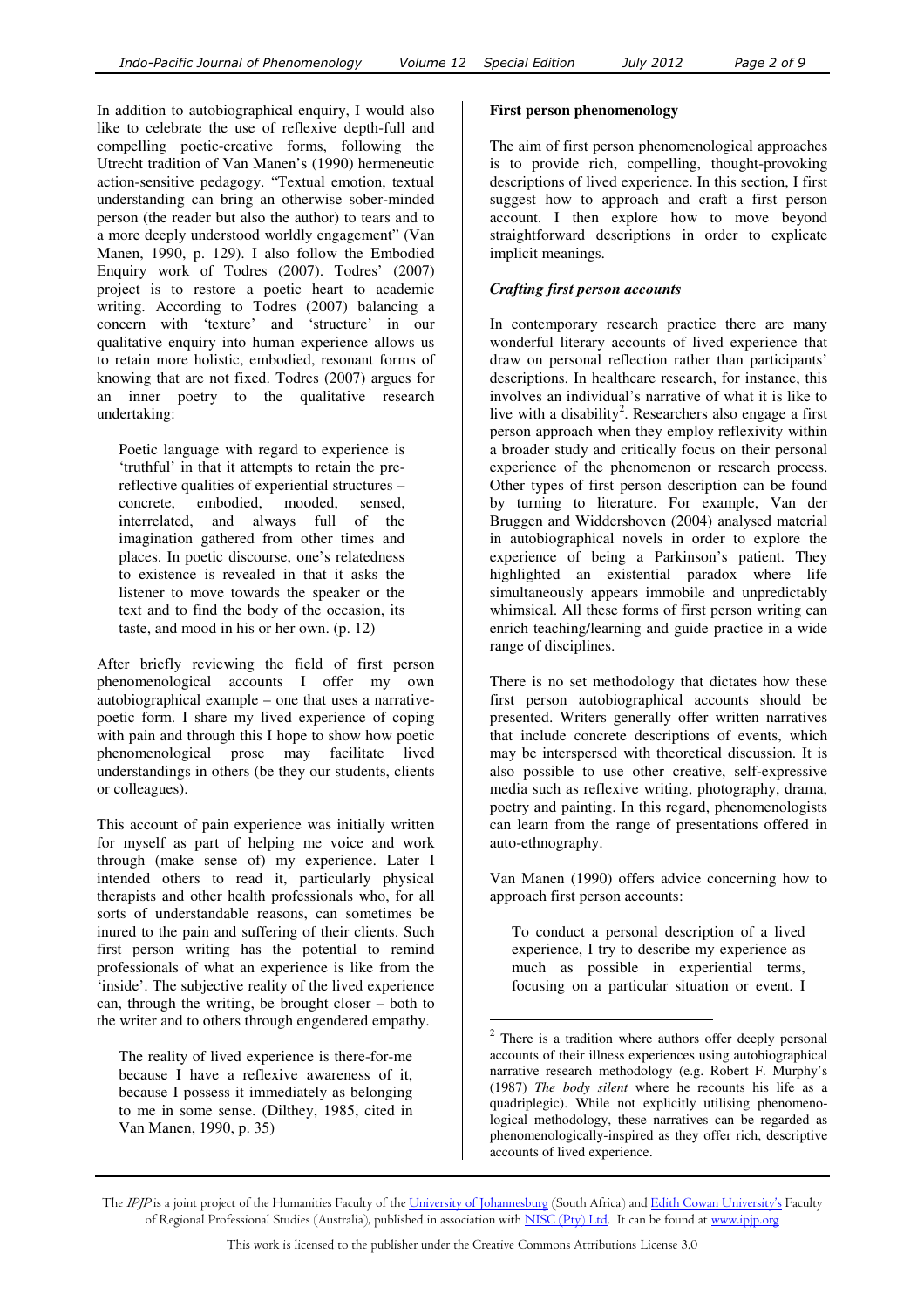In addition to autobiographical enquiry, I would also like to celebrate the use of reflexive depth-full and compelling poetic-creative forms, following the Utrecht tradition of Van Manen's (1990) hermeneutic action-sensitive pedagogy. "Textual emotion, textual understanding can bring an otherwise sober-minded person (the reader but also the author) to tears and to a more deeply understood worldly engagement" (Van Manen, 1990, p. 129). I also follow the Embodied Enquiry work of Todres (2007). Todres' (2007) project is to restore a poetic heart to academic writing. According to Todres (2007) balancing a concern with 'texture' and 'structure' in our qualitative enquiry into human experience allows us to retain more holistic, embodied, resonant forms of knowing that are not fixed. Todres (2007) argues for an inner poetry to the qualitative research undertaking:

> Poetic language with regard to experience is 'truthful' in that it attempts to retain the pre-reflective qualities of experiential structures – concrete, embodied, mooded, sensed, interrelated, and always full of the imagination gathered from other times and places. In poetic discourse, one's relatedness to existence is revealed in that it asks the listener to move towards the speaker or the text and to find the body of the occasion, its taste, and mood in his or her own. (p. 12)

After briefly reviewing the field of first person phenomenological accounts I offer my own autobiographical example – one that uses a narrative-poetic form. I share my lived experience of coping with pain and through this I hope to show how poetic phenomenological prose may facilitate lived understandings in others (be they our students, clients or colleagues).

This account of pain experience was initially written for myself as part of helping me voice and work through (make sense of) my experience. Later I intended others to read it, particularly physical therapists and other health professionals who, for all sorts of understandable reasons, can sometimes be inured to the pain and suffering of their clients. Such first person writing has the potential to remind professionals of what an experience is like from the 'inside'. The subjective reality of the lived experience can, through the writing, be brought closer – both to the writer and to others through engendered empathy.

> The reality of lived experience is there-for-me because I have a reflexive awareness of it, because I possess it immediately as belonging to me in some sense. (Dilthey, 1985, cited in Van Manen, 1990, p. 35)

**First person phenomenology**

The aim of first person phenomenological approaches is to provide rich, compelling, thought-provoking descriptions of lived experience. In this section, I first suggest how to approach and craft a first person account. I then explore how to move beyond straightforward descriptions in order to explicate implicit meanings.

***Crafting first person accounts***

In contemporary research practice there are many wonderful literary accounts of lived experience that draw on personal reflection rather than participants' descriptions. In healthcare research, for instance, this involves an individual's narrative of what it is like to live with a disability[2]. Researchers also engage a first person approach when they employ reflexivity within a broader study and critically focus on their personal experience of the phenomenon or research process. Other types of first person description can be found by turning to literature. For example, Van der Bruggen and Widdershoven (2004) analysed material in autobiographical novels in order to explore the experience of being a Parkinson's patient. They highlighted an existential paradox where life simultaneously appears immobile and unpredictably whimsical. All these forms of first person writing can enrich teaching/learning and guide practice in a wide range of disciplines.

There is no set methodology that dictates how these first person autobiographical accounts should be presented. Writers generally offer written narratives that include concrete descriptions of events, which may be interspersed with theoretical discussion. It is also possible to use other creative, self-expressive media such as reflexive writing, photography, drama, poetry and painting. In this regard, phenomenologists can learn from the range of presentations offered in auto-ethnography.

Van Manen (1990) offers advice concerning how to approach first person accounts:

> To conduct a personal description of a lived experience, I try to describe my experience as much as possible in experiential terms, focusing on a particular situation or event. I

[2] There is a tradition where authors offer deeply personal accounts of their illness experiences using autobiographical narrative research methodology (e.g. Robert F. Murphy's (1987) *The body silent* where he recounts his life as a quadriplegic). While not explicitly utilising phenomenological methodology, these narratives can be regarded as phenomenologically-inspired as they offer rich, descriptive accounts of lived experience.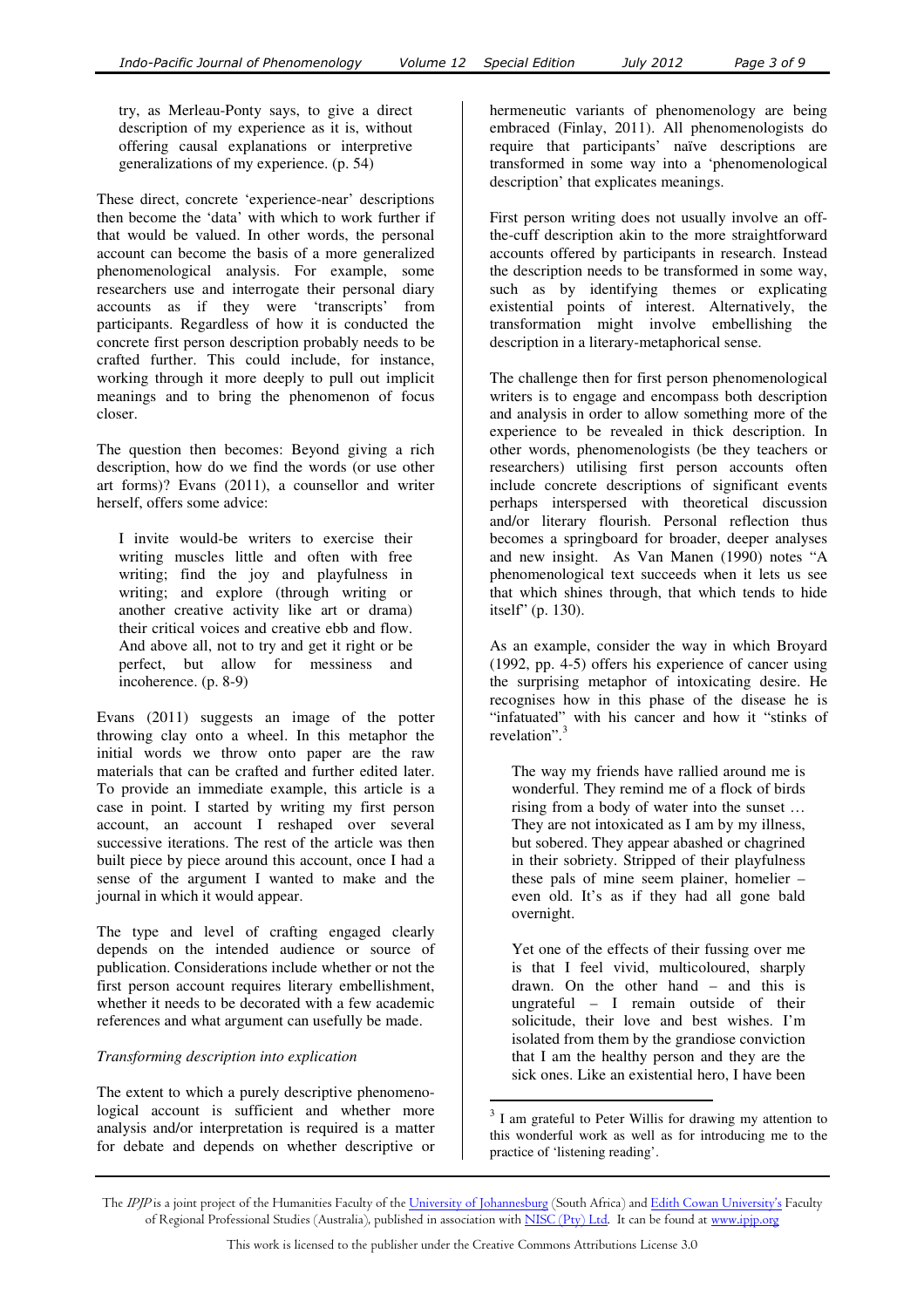try, as Merleau-Ponty says, to give a direct description of my experience as it is, without offering causal explanations or interpretive generalizations of my experience. (p. 54)

These direct, concrete 'experience-near' descriptions then become the 'data' with which to work further if that would be valued. In other words, the personal account can become the basis of a more generalized phenomenological analysis. For example, some researchers use and interrogate their personal diary accounts as if they were 'transcripts' from participants. Regardless of how it is conducted the concrete first person description probably needs to be crafted further. This could include, for instance, working through it more deeply to pull out implicit meanings and to bring the phenomenon of focus closer.

The question then becomes: Beyond giving a rich description, how do we find the words (or use other art forms)? Evans (2011), a counsellor and writer herself, offers some advice:

> I invite would-be writers to exercise their writing muscles little and often with free writing; find the joy and playfulness in writing; and explore (through writing or another creative activity like art or drama) their critical voices and creative ebb and flow. And above all, not to try and get it right or be perfect, but allow for messiness and incoherence. (p. 8-9)

Evans (2011) suggests an image of the potter throwing clay onto a wheel. In this metaphor the initial words we throw onto paper are the raw materials that can be crafted and further edited later. To provide an immediate example, this article is a case in point. I started by writing my first person account, an account I reshaped over several successive iterations. The rest of the article was then built piece by piece around this account, once I had a sense of the argument I wanted to make and the journal in which it would appear.

The type and level of crafting engaged clearly depends on the intended audience or source of publication. Considerations include whether or not the first person account requires literary embellishment, whether it needs to be decorated with a few academic references and what argument can usefully be made.

*Transforming description into explication*

The extent to which a purely descriptive phenomenological account is sufficient and whether more analysis and/or interpretation is required is a matter for debate and depends on whether descriptive or hermeneutic variants of phenomenology are being embraced (Finlay, 2011). All phenomenologists do require that participants' naïve descriptions are transformed in some way into a 'phenomenological description' that explicates meanings.

First person writing does not usually involve an off-the-cuff description akin to the more straightforward accounts offered by participants in research. Instead the description needs to be transformed in some way, such as by identifying themes or explicating existential points of interest. Alternatively, the transformation might involve embellishing the description in a literary-metaphorical sense.

The challenge then for first person phenomenological writers is to engage and encompass both description and analysis in order to allow something more of the experience to be revealed in thick description. In other words, phenomenologists (be they teachers or researchers) utilising first person accounts often include concrete descriptions of significant events perhaps interspersed with theoretical discussion and/or literary flourish. Personal reflection thus becomes a springboard for broader, deeper analyses and new insight. As Van Manen (1990) notes "A phenomenological text succeeds when it lets us see that which shines through, that which tends to hide itself" (p. 130).

As an example, consider the way in which Broyard (1992, pp. 4-5) offers his experience of cancer using the surprising metaphor of intoxicating desire. He recognises how in this phase of the disease he is "infatuated" with his cancer and how it "stinks of revelation".[3]

> The way my friends have rallied around me is wonderful. They remind me of a flock of birds rising from a body of water into the sunset … They are not intoxicated as I am by my illness, but sobered. They appear abashed or chagrined in their sobriety. Stripped of their playfulness these pals of mine seem plainer, homelier – even old. It's as if they had all gone bald overnight.
>
> Yet one of the effects of their fussing over me is that I feel vivid, multicoloured, sharply drawn. On the other hand – and this is ungrateful – I remain outside of their solicitude, their love and best wishes. I'm isolated from them by the grandiose conviction that I am the healthy person and they are the sick ones. Like an existential hero, I have been

[3] I am grateful to Peter Willis for drawing my attention to this wonderful work as well as for introducing me to the practice of 'listening reading'.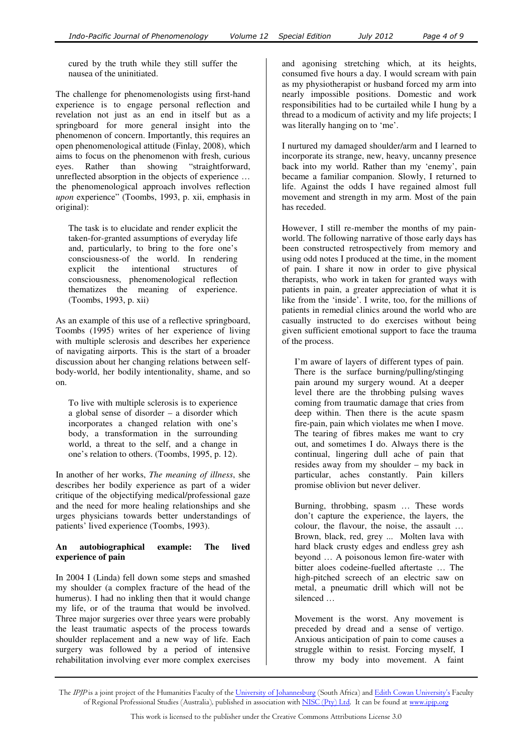cured by the truth while they still suffer the nausea of the uninitiated.

The challenge for phenomenologists using first-hand experience is to engage personal reflection and revelation not just as an end in itself but as a springboard for more general insight into the phenomenon of concern. Importantly, this requires an open phenomenological attitude (Finlay, 2008), which aims to focus on the phenomenon with fresh, curious eyes. Rather than showing "straightforward, unreflected absorption in the objects of experience … the phenomenological approach involves reflection *upon* experience" (Toombs, 1993, p. xii, emphasis in original):

> The task is to elucidate and render explicit the taken-for-granted assumptions of everyday life and, particularly, to bring to the fore one's consciousness-of the world. In rendering explicit the intentional structures of consciousness, phenomenological reflection thematizes the meaning of experience. (Toombs, 1993, p. xii)

As an example of this use of a reflective springboard, Toombs (1995) writes of her experience of living with multiple sclerosis and describes her experience of navigating airports. This is the start of a broader discussion about her changing relations between self-body-world, her bodily intentionality, shame, and so on.

> To live with multiple sclerosis is to experience a global sense of disorder – a disorder which incorporates a changed relation with one's body, a transformation in the surrounding world, a threat to the self, and a change in one's relation to others. (Toombs, 1995, p. 12).

In another of her works, *The meaning of illness*, she describes her bodily experience as part of a wider critique of the objectifying medical/professional gaze and the need for more healing relationships and she urges physicians towards better understandings of patients' lived experience (Toombs, 1993).

**An autobiographical example: The lived experience of pain**

In 2004 I (Linda) fell down some steps and smashed my shoulder (a complex fracture of the head of the humerus). I had no inkling then that it would change my life, or of the trauma that would be involved. Three major surgeries over three years were probably the least traumatic aspects of the process towards shoulder replacement and a new way of life. Each surgery was followed by a period of intensive rehabilitation involving ever more complex exercises and agonising stretching which, at its heights, consumed five hours a day. I would scream with pain as my physiotherapist or husband forced my arm into nearly impossible positions. Domestic and work responsibilities had to be curtailed while I hung by a thread to a modicum of activity and my life projects; I was literally hanging on to 'me'.

I nurtured my damaged shoulder/arm and I learned to incorporate its strange, new, heavy, uncanny presence back into my world. Rather than my 'enemy', pain became a familiar companion. Slowly, I returned to life. Against the odds I have regained almost full movement and strength in my arm. Most of the pain has receded.

However, I still re-member the months of my pain-world. The following narrative of those early days has been constructed retrospectively from memory and using odd notes I produced at the time, in the moment of pain. I share it now in order to give physical therapists, who work in taken for granted ways with patients in pain, a greater appreciation of what it is like from the 'inside'. I write, too, for the millions of patients in remedial clinics around the world who are casually instructed to do exercises without being given sufficient emotional support to face the trauma of the process.

> I'm aware of layers of different types of pain. There is the surface burning/pulling/stinging pain around my surgery wound. At a deeper level there are the throbbing pulsing waves coming from traumatic damage that cries from deep within. Then there is the acute spasm fire-pain, pain which violates me when I move. The tearing of fibres makes me want to cry out, and sometimes I do. Always there is the continual, lingering dull ache of pain that resides away from my shoulder – my back in particular, aches constantly. Pain killers promise oblivion but never deliver.
>
> Burning, throbbing, spasm … These words don't capture the experience, the layers, the colour, the flavour, the noise, the assault … Brown, black, red, grey ... Molten lava with hard black crusty edges and endless grey ash beyond … A poisonous lemon fire-water with bitter aloes codeine-fuelled aftertaste … The high-pitched screech of an electric saw on metal, a pneumatic drill which will not be silenced …
>
> Movement is the worst. Any movement is preceded by dread and a sense of vertigo. Anxious anticipation of pain to come causes a struggle within to resist. Forcing myself, I throw my body into movement. A faint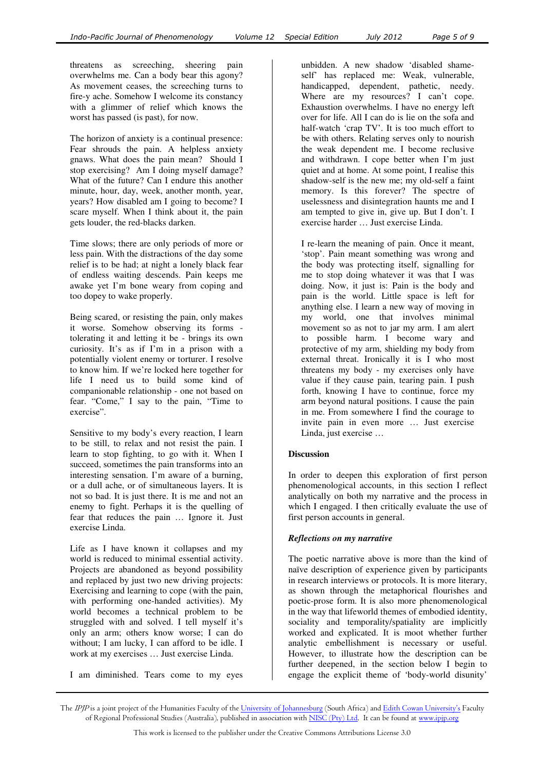threatens as screeching, sheering pain overwhelms me. Can a body bear this agony? As movement ceases, the screeching turns to fire-y ache. Somehow I welcome its constancy with a glimmer of relief which knows the worst has passed (is past), for now.

The horizon of anxiety is a continual presence: Fear shrouds the pain. A helpless anxiety gnaws. What does the pain mean? Should I stop exercising? Am I doing myself damage? What of the future? Can I endure this another minute, hour, day, week, another month, year, years? How disabled am I going to become? I scare myself. When I think about it, the pain gets louder, the red-blacks darken.

Time slows; there are only periods of more or less pain. With the distractions of the day some relief is to be had; at night a lonely black fear of endless waiting descends. Pain keeps me awake yet I'm bone weary from coping and too dopey to wake properly.

Being scared, or resisting the pain, only makes it worse. Somehow observing its forms - tolerating it and letting it be - brings its own curiosity. It's as if I'm in a prison with a potentially violent enemy or torturer. I resolve to know him. If we're locked here together for life I need us to build some kind of companionable relationship - one not based on fear. "Come," I say to the pain, "Time to exercise".

Sensitive to my body's every reaction, I learn to be still, to relax and not resist the pain. I learn to stop fighting, to go with it. When I succeed, sometimes the pain transforms into an interesting sensation. I'm aware of a burning, or a dull ache, or of simultaneous layers. It is not so bad. It is just there. It is me and not an enemy to fight. Perhaps it is the quelling of fear that reduces the pain … Ignore it. Just exercise Linda.

Life as I have known it collapses and my world is reduced to minimal essential activity. Projects are abandoned as beyond possibility and replaced by just two new driving projects: Exercising and learning to cope (with the pain, with performing one-handed activities). My world becomes a technical problem to be struggled with and solved. I tell myself it's only an arm; others know worse; I can do without; I am lucky, I can afford to be idle. I work at my exercises … Just exercise Linda.

I am diminished. Tears come to my eyes unbidden. A new shadow 'disabled shame-self' has replaced me: Weak, vulnerable, handicapped, dependent, pathetic, needy. Where are my resources? I can't cope. Exhaustion overwhelms. I have no energy left over for life. All I can do is lie on the sofa and half-watch 'crap TV'. It is too much effort to be with others. Relating serves only to nourish the weak dependent me. I become reclusive and withdrawn. I cope better when I'm just quiet and at home. At some point, I realise this shadow-self is the new me; my old-self a faint memory. Is this forever? The spectre of uselessness and disintegration haunts me and I am tempted to give in, give up. But I don't. I exercise harder … Just exercise Linda.

I re-learn the meaning of pain. Once it meant, 'stop'. Pain meant something was wrong and the body was protecting itself, signalling for me to stop doing whatever it was that I was doing. Now, it just is: Pain is the body and pain is the world. Little space is left for anything else. I learn a new way of moving in my world, one that involves minimal movement so as not to jar my arm. I am alert to possible harm. I become wary and protective of my arm, shielding my body from external threat. Ironically it is I who most threatens my body - my exercises only have value if they cause pain, tearing pain. I push forth, knowing I have to continue, force my arm beyond natural positions. I cause the pain in me. From somewhere I find the courage to invite pain in even more … Just exercise Linda, just exercise …

## Discussion

In order to deepen this exploration of first person phenomenological accounts, in this section I reflect analytically on both my narrative and the process in which I engaged. I then critically evaluate the use of first person accounts in general.

### *Reflections on my narrative*

The poetic narrative above is more than the kind of naïve description of experience given by participants in research interviews or protocols. It is more literary, as shown through the metaphorical flourishes and poetic-prose form. It is also more phenomenological in the way that lifeworld themes of embodied identity, sociality and temporality/spatiality are implicitly worked and explicated. It is moot whether further analytic embellishment is necessary or useful. However, to illustrate how the description can be further deepened, in the section below I begin to engage the explicit theme of 'body-world disunity'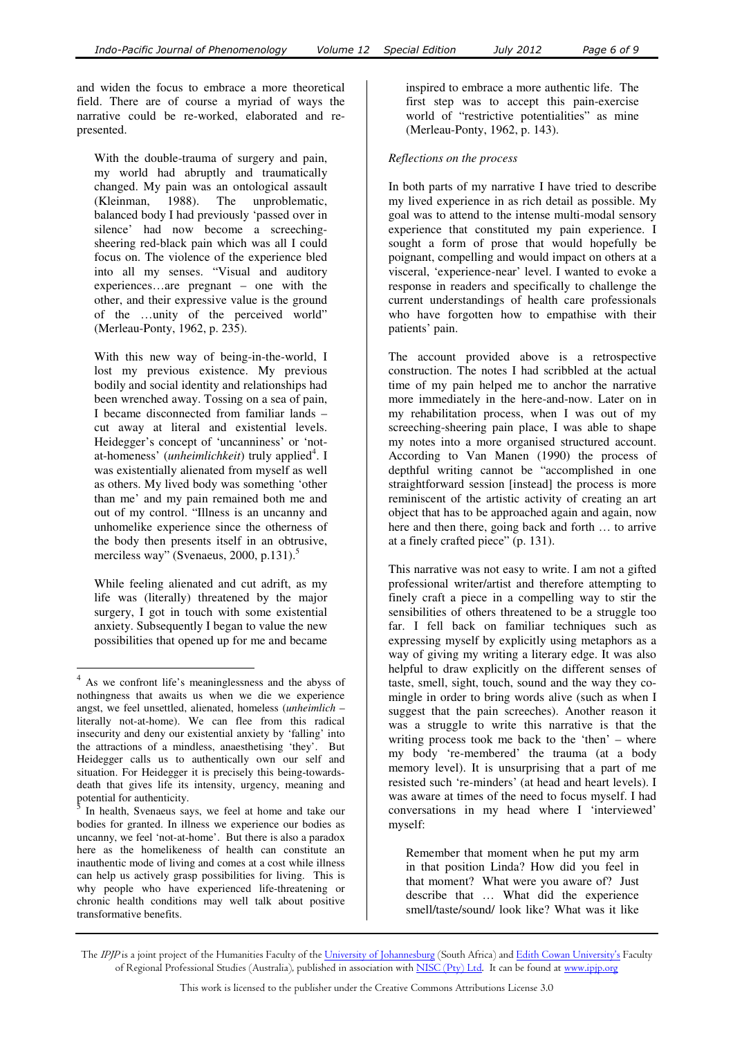and widen the focus to embrace a more theoretical field. There are of course a myriad of ways the narrative could be re-worked, elaborated and re-presented.

> With the double-trauma of surgery and pain, my world had abruptly and traumatically changed. My pain was an ontological assault (Kleinman, 1988). The unproblematic, balanced body I had previously 'passed over in silence' had now become a screeching-sheering red-black pain which was all I could focus on. The violence of the experience bled into all my senses. "Visual and auditory experiences…are pregnant – one with the other, and their expressive value is the ground of the …unity of the perceived world" (Merleau-Ponty, 1962, p. 235).
>
> With this new way of being-in-the-world, I lost my previous existence. My previous bodily and social identity and relationships had been wrenched away. Tossing on a sea of pain, I became disconnected from familiar lands – cut away at literal and existential levels. Heidegger's concept of 'uncanniness' or 'not-at-homeness' (*unheimlichkeit*) truly applied[4]. I was existentially alienated from myself as well as others. My lived body was something 'other than me' and my pain remained both me and out of my control. "Illness is an uncanny and unhomelike experience since the otherness of the body then presents itself in an obtrusive, merciless way" (Svenaeus, 2000, p.131).[5]
>
> While feeling alienated and cut adrift, as my life was (literally) threatened by the major surgery, I got in touch with some existential anxiety. Subsequently I began to value the new possibilities that opened up for me and became inspired to embrace a more authentic life. The first step was to accept this pain-exercise world of "restrictive potentialities" as mine (Merleau-Ponty, 1962, p. 143).

*Reflections on the process*

In both parts of my narrative I have tried to describe my lived experience in as rich detail as possible. My goal was to attend to the intense multi-modal sensory experience that constituted my pain experience. I sought a form of prose that would hopefully be poignant, compelling and would impact on others at a visceral, 'experience-near' level. I wanted to evoke a response in readers and specifically to challenge the current understandings of health care professionals who have forgotten how to empathise with their patients' pain.

The account provided above is a retrospective construction. The notes I had scribbled at the actual time of my pain helped me to anchor the narrative more immediately in the here-and-now. Later on in my rehabilitation process, when I was out of my screeching-sheering pain place, I was able to shape my notes into a more organised structured account. According to Van Manen (1990) the process of depthful writing cannot be "accomplished in one straightforward session [instead] the process is more reminiscent of the artistic activity of creating an art object that has to be approached again and again, now here and then there, going back and forth … to arrive at a finely crafted piece" (p. 131).

This narrative was not easy to write. I am not a gifted professional writer/artist and therefore attempting to finely craft a piece in a compelling way to stir the sensibilities of others threatened to be a struggle too far. I fell back on familiar techniques such as expressing myself by explicitly using metaphors as a way of giving my writing a literary edge. It was also helpful to draw explicitly on the different senses of taste, smell, sight, touch, sound and the way they co-mingle in order to bring words alive (such as when I suggest that the pain screeches). Another reason it was a struggle to write this narrative is that the writing process took me back to the 'then' – where my body 're-membered' the trauma (at a body memory level). It is unsurprising that a part of me resisted such 're-minders' (at head and heart levels). I was aware at times of the need to focus myself. I had conversations in my head where I 'interviewed' myself:

> Remember that moment when he put my arm in that position Linda? How did you feel in that moment? What were you aware of? Just describe that … What did the experience smell/taste/sound/ look like? What was it like

---

[4] As we confront life's meaninglessness and the abyss of nothingness that awaits us when we die we experience angst, we feel unsettled, alienated, homeless (*unheimlich* – literally not-at-home). We can flee from this radical insecurity and deny our existential anxiety by 'falling' into the attractions of a mindless, anaesthetising 'they'. But Heidegger calls us to authentically own our self and situation. For Heidegger it is precisely this being-towards-death that gives life its intensity, urgency, meaning and potential for authenticity.

[5] In health, Svenaeus says, we feel at home and take our bodies for granted. In illness we experience our bodies as uncanny, we feel 'not-at-home'. But there is also a paradox here as the homelikeness of health can constitute an inauthentic mode of living and comes at a cost while illness can help us actively grasp possibilities for living. This is why people who have experienced life-threatening or chronic health conditions may well talk about positive transformative benefits.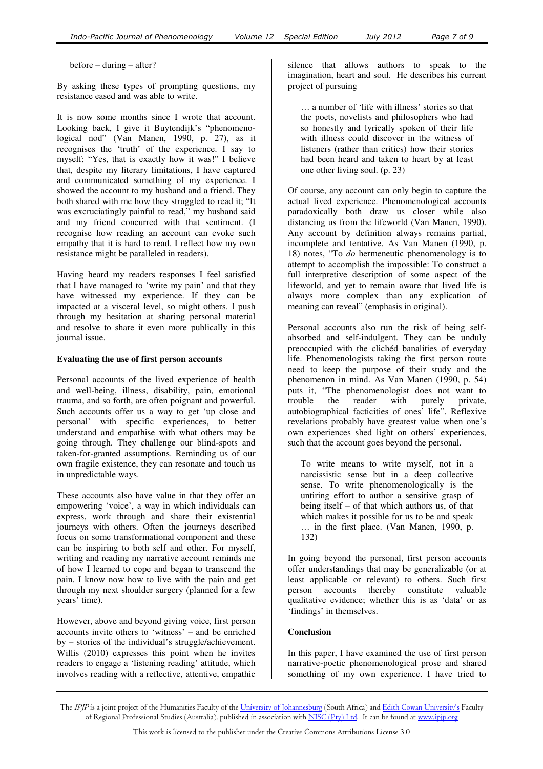before – during – after?

By asking these types of prompting questions, my resistance eased and was able to write.

It is now some months since I wrote that account. Looking back, I give it Buytendijk's "phenomenological nod" (Van Manen, 1990, p. 27), as it recognises the 'truth' of the experience. I say to myself: "Yes, that is exactly how it was!" I believe that, despite my literary limitations, I have captured and communicated something of my experience. I showed the account to my husband and a friend. They both shared with me how they struggled to read it; "It was excruciatingly painful to read," my husband said and my friend concurred with that sentiment. (I recognise how reading an account can evoke such empathy that it is hard to read. I reflect how my own resistance might be paralleled in readers).

Having heard my readers responses I feel satisfied that I have managed to 'write my pain' and that they have witnessed my experience. If they can be impacted at a visceral level, so might others. I push through my hesitation at sharing personal material and resolve to share it even more publically in this journal issue.

**Evaluating the use of first person accounts**

Personal accounts of the lived experience of health and well-being, illness, disability, pain, emotional trauma, and so forth, are often poignant and powerful. Such accounts offer us a way to get 'up close and personal' with specific experiences, to better understand and empathise with what others may be going through. They challenge our blind-spots and taken-for-granted assumptions. Reminding us of our own fragile existence, they can resonate and touch us in unpredictable ways.

These accounts also have value in that they offer an empowering 'voice', a way in which individuals can express, work through and share their existential journeys with others. Often the journeys described focus on some transformational component and these can be inspiring to both self and other. For myself, writing and reading my narrative account reminds me of how I learned to cope and began to transcend the pain. I know now how to live with the pain and get through my next shoulder surgery (planned for a few years' time).

However, above and beyond giving voice, first person accounts invite others to 'witness' – and be enriched by – stories of the individual's struggle/achievement. Willis (2010) expresses this point when he invites readers to engage a 'listening reading' attitude, which involves reading with a reflective, attentive, empathic silence that allows authors to speak to the imagination, heart and soul. He describes his current project of pursuing

> … a number of 'life with illness' stories so that the poets, novelists and philosophers who had so honestly and lyrically spoken of their life with illness could discover in the witness of listeners (rather than critics) how their stories had been heard and taken to heart by at least one other living soul. (p. 23)

Of course, any account can only begin to capture the actual lived experience. Phenomenological accounts paradoxically both draw us closer while also distancing us from the lifeworld (Van Manen, 1990). Any account by definition always remains partial, incomplete and tentative. As Van Manen (1990, p. 18) notes, "To *do* hermeneutic phenomenology is to attempt to accomplish the impossible: To construct a full interpretive description of some aspect of the lifeworld, and yet to remain aware that lived life is always more complex than any explication of meaning can reveal" (emphasis in original).

Personal accounts also run the risk of being self-absorbed and self-indulgent. They can be unduly preoccupied with the clichéd banalities of everyday life. Phenomenologists taking the first person route need to keep the purpose of their study and the phenomenon in mind. As Van Manen (1990, p. 54) puts it, "The phenomenologist does not want to trouble the reader with purely private, autobiographical facticities of ones' life". Reflexive revelations probably have greatest value when one's own experiences shed light on others' experiences, such that the account goes beyond the personal.

> To write means to write myself, not in a narcissistic sense but in a deep collective sense. To write phenomenologically is the untiring effort to author a sensitive grasp of being itself – of that which authors us, of that which makes it possible for us to be and speak … in the first place. (Van Manen, 1990, p. 132)

In going beyond the personal, first person accounts offer understandings that may be generalizable (or at least applicable or relevant) to others. Such first person accounts thereby constitute valuable qualitative evidence; whether this is as 'data' or as 'findings' in themselves.

**Conclusion**

In this paper, I have examined the use of first person narrative-poetic phenomenological prose and shared something of my own experience. I have tried to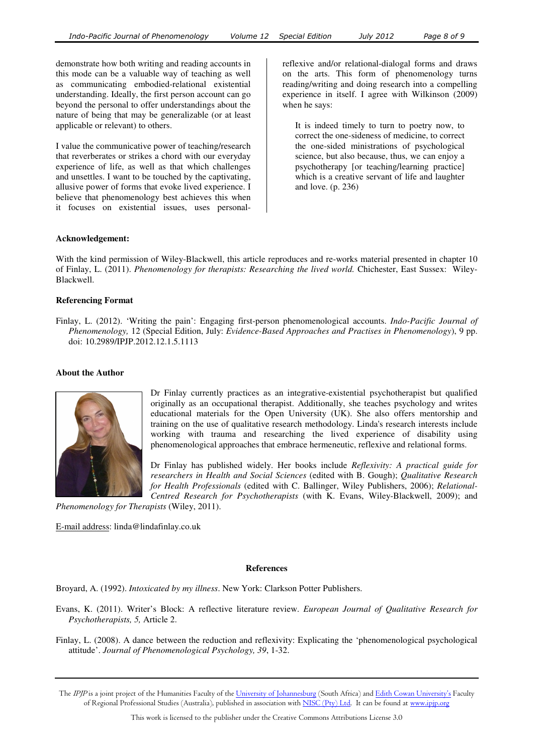demonstrate how both writing and reading accounts in this mode can be a valuable way of teaching as well as communicating embodied-relational existential understanding. Ideally, the first person account can go beyond the personal to offer understandings about the nature of being that may be generalizable (or at least applicable or relevant) to others.

I value the communicative power of teaching/research that reverberates or strikes a chord with our everyday experience of life, as well as that which challenges and unsettles. I want to be touched by the captivating, allusive power of forms that evoke lived experience. I believe that phenomenology best achieves this when it focuses on existential issues, uses personal-reflexive and/or relational-dialogal forms and draws on the arts. This form of phenomenology turns reading/writing and doing research into a compelling experience in itself. I agree with Wilkinson (2009) when he says:

> It is indeed timely to turn to poetry now, to correct the one-sideness of medicine, to correct the one-sided ministrations of psychological science, but also because, thus, we can enjoy a psychotherapy [or teaching/learning practice] which is a creative servant of life and laughter and love. (p. 236)

**Acknowledgement:**

With the kind permission of Wiley-Blackwell, this article reproduces and re-works material presented in chapter 10 of Finlay, L. (2011). *Phenomenology for therapists: Researching the lived world.* Chichester, East Sussex: Wiley-Blackwell.

**Referencing Format**

Finlay, L. (2012). 'Writing the pain': Engaging first-person phenomenological accounts. *Indo-Pacific Journal of Phenomenology,* 12 (Special Edition, July: *Evidence-Based Approaches and Practises in Phenomenology*), 9 pp. doi: 10.2989/IPJP.2012.12.1.5.1113

**About the Author**

Dr Finlay currently practices as an integrative-existential psychotherapist but qualified originally as an occupational therapist. Additionally, she teaches psychology and writes educational materials for the Open University (UK). She also offers mentorship and training on the use of qualitative research methodology. Linda's research interests include working with trauma and researching the lived experience of disability using phenomenological approaches that embrace hermeneutic, reflexive and relational forms.

Dr Finlay has published widely. Her books include *Reflexivity: A practical guide for researchers in Health and Social Sciences* (edited with B. Gough); *Qualitative Research for Health Professionals* (edited with C. Ballinger, Wiley Publishers, 2006); *Relational-Centred Research for Psychotherapists* (with K. Evans, Wiley-Blackwell, 2009); and *Phenomenology for Therapists* (Wiley, 2011).

E-mail address: linda@lindafinlay.co.uk

## References

Broyard, A. (1992). *Intoxicated by my illness*. New York: Clarkson Potter Publishers.

Evans, K. (2011). Writer's Block: A reflective literature review. *European Journal of Qualitative Research for Psychotherapists, 5,* Article 2.

Finlay, L. (2008). A dance between the reduction and reflexivity: Explicating the 'phenomenological psychological attitude'. *Journal of Phenomenological Psychology, 39*, 1-32.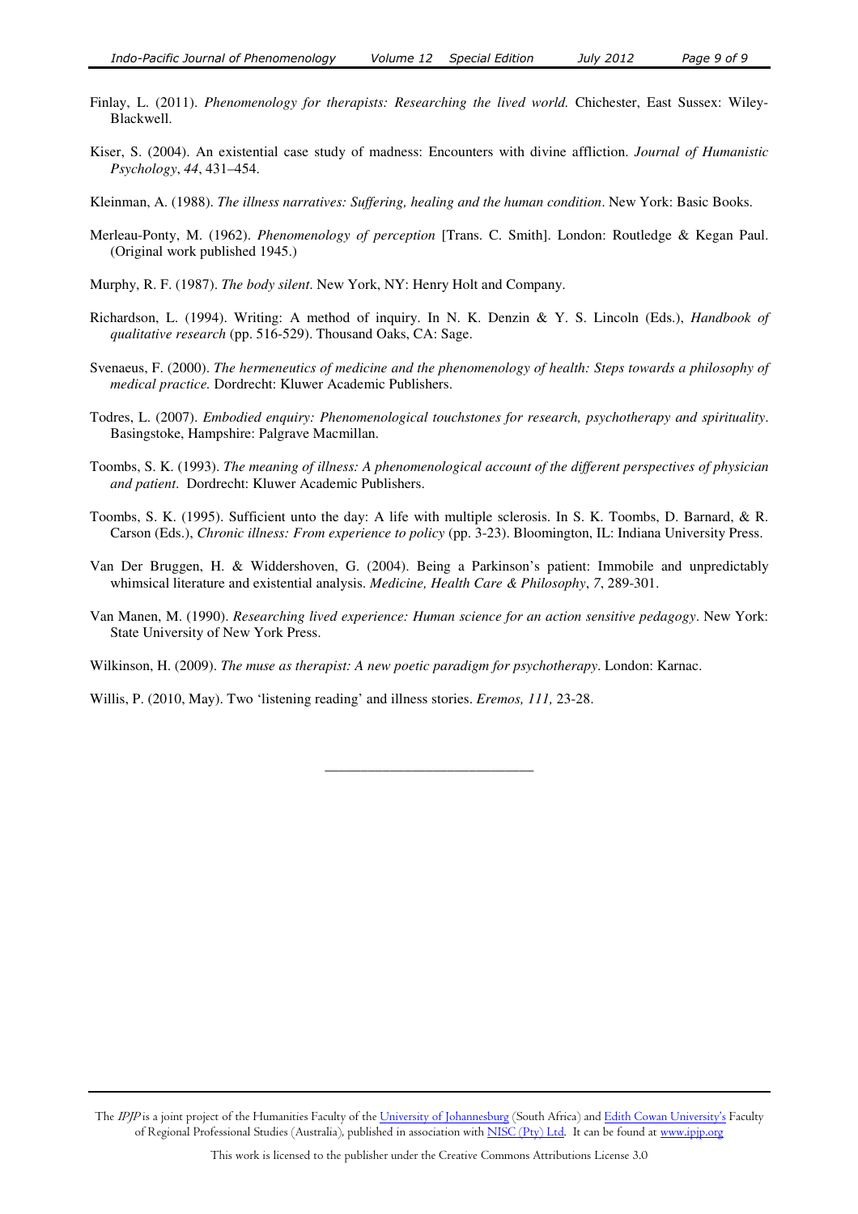Finlay, L. (2011). *Phenomenology for therapists: Researching the lived world.* Chichester, East Sussex: Wiley-Blackwell.

Kiser, S. (2004). An existential case study of madness: Encounters with divine affliction. *Journal of Humanistic Psychology*, *44*, 431–454.

Kleinman, A. (1988). *The illness narratives: Suffering, healing and the human condition*. New York: Basic Books.

Merleau-Ponty, M. (1962). *Phenomenology of perception* [Trans. C. Smith]. London: Routledge & Kegan Paul. (Original work published 1945.)

Murphy, R. F. (1987). *The body silent*. New York, NY: Henry Holt and Company.

Richardson, L. (1994). Writing: A method of inquiry. In N. K. Denzin & Y. S. Lincoln (Eds.), *Handbook of qualitative research* (pp. 516-529). Thousand Oaks, CA: Sage.

Svenaeus, F. (2000). *The hermeneutics of medicine and the phenomenology of health: Steps towards a philosophy of medical practice.* Dordrecht: Kluwer Academic Publishers.

Todres, L. (2007). *Embodied enquiry: Phenomenological touchstones for research, psychotherapy and spirituality*. Basingstoke, Hampshire: Palgrave Macmillan.

Toombs, S. K. (1993). *The meaning of illness: A phenomenological account of the different perspectives of physician and patient*. Dordrecht: Kluwer Academic Publishers.

Toombs, S. K. (1995). Sufficient unto the day: A life with multiple sclerosis. In S. K. Toombs, D. Barnard, & R. Carson (Eds.), *Chronic illness: From experience to policy* (pp. 3-23). Bloomington, IL: Indiana University Press.

Van Der Bruggen, H. & Widdershoven, G. (2004). Being a Parkinson's patient: Immobile and unpredictably whimsical literature and existential analysis. *Medicine, Health Care & Philosophy*, *7*, 289-301.

Van Manen, M. (1990). *Researching lived experience: Human science for an action sensitive pedagogy*. New York: State University of New York Press.

Wilkinson, H. (2009). *The muse as therapist: A new poetic paradigm for psychotherapy*. London: Karnac.

Willis, P. (2010, May). Two 'listening reading' and illness stories. *Eremos, 111,* 23-28.

---

The *IPJP* is a joint project of the Humanities Faculty of the University of Johannesburg (South Africa) and Edith Cowan University's Faculty of Regional Professional Studies (Australia), published in association with NISC (Pty) Ltd. It can be found at www.ipjp.org

This work is licensed to the publisher under the Creative Commons Attributions License 3.0